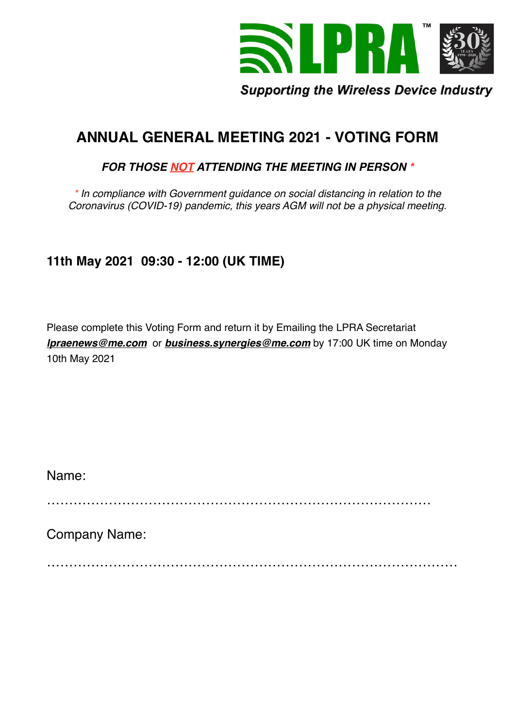LPRA™

*Supporting the Wireless Device Industry*

# ANNUAL GENERAL MEETING 2021 - VOTING FORM

***FOR THOSE NOT ATTENDING THE MEETING IN PERSON \****

*\* In compliance with Government guidance on social distancing in relation to the Coronavirus (COVID-19) pandemic, this years AGM will not be a physical meeting.*

## 11th May 2021 09:30 - 12:00 (UK TIME)

Please complete this Voting Form and return it by Emailing the LPRA Secretariat ***lpraenews@me.com*** or ***business.synergies@me.com*** by 17:00 UK time on Monday 10th May 2021

Name:

……………………………………………………………………………

Company Name:

…………………………………………………………………………………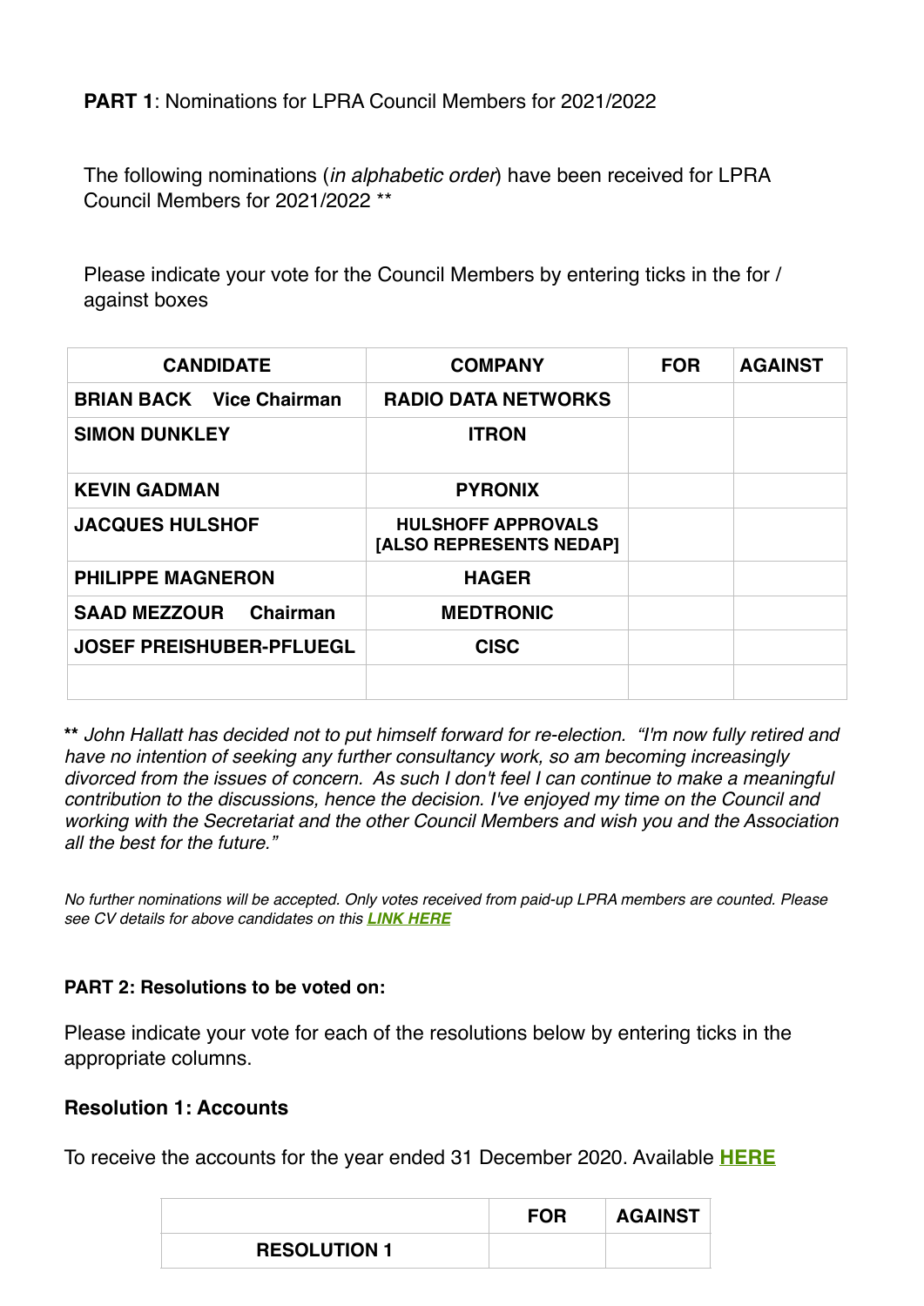**PART 1**: Nominations for LPRA Council Members for 2021/2022

The following nominations (*in alphabetic order*) have been received for LPRA Council Members for 2021/2022 **

Please indicate your vote for the Council Members by entering ticks in the for / against boxes

| CANDIDATE | COMPANY | FOR | AGAINST |
|---|---|---|---|
| **BRIAN BACK Vice Chairman** | **RADIO DATA NETWORKS** | | |
| **SIMON DUNKLEY** | **ITRON** | | |
| **KEVIN GADMAN** | **PYRONIX** | | |
| **JACQUES HULSHOF** | **HULSHOFF APPROVALS [ALSO REPRESENTS NEDAP]** | | |
| **PHILIPPE MAGNERON** | **HAGER** | | |
| **SAAD MEZZOUR Chairman** | **MEDTRONIC** | | |
| **JOSEF PREISHUBER-PFLUEGL** | **CISC** | | |
| | | | |

** *John Hallatt has decided not to put himself forward for re-election. "I'm now fully retired and have no intention of seeking any further consultancy work, so am becoming increasingly divorced from the issues of concern. As such I don't feel I can continue to make a meaningful contribution to the discussions, hence the decision. I've enjoyed my time on the Council and working with the Secretariat and the other Council Members and wish you and the Association all the best for the future."*

*No further nominations will be accepted. Only votes received from paid-up LPRA members are counted. Please see CV details for above candidates on this **LINK HERE***

**PART 2: Resolutions to be voted on:**

Please indicate your vote for each of the resolutions below by entering ticks in the appropriate columns.

**Resolution 1: Accounts**

To receive the accounts for the year ended 31 December 2020. Available **HERE**

| | FOR | AGAINST |
|---|---|---|
| **RESOLUTION 1** | | |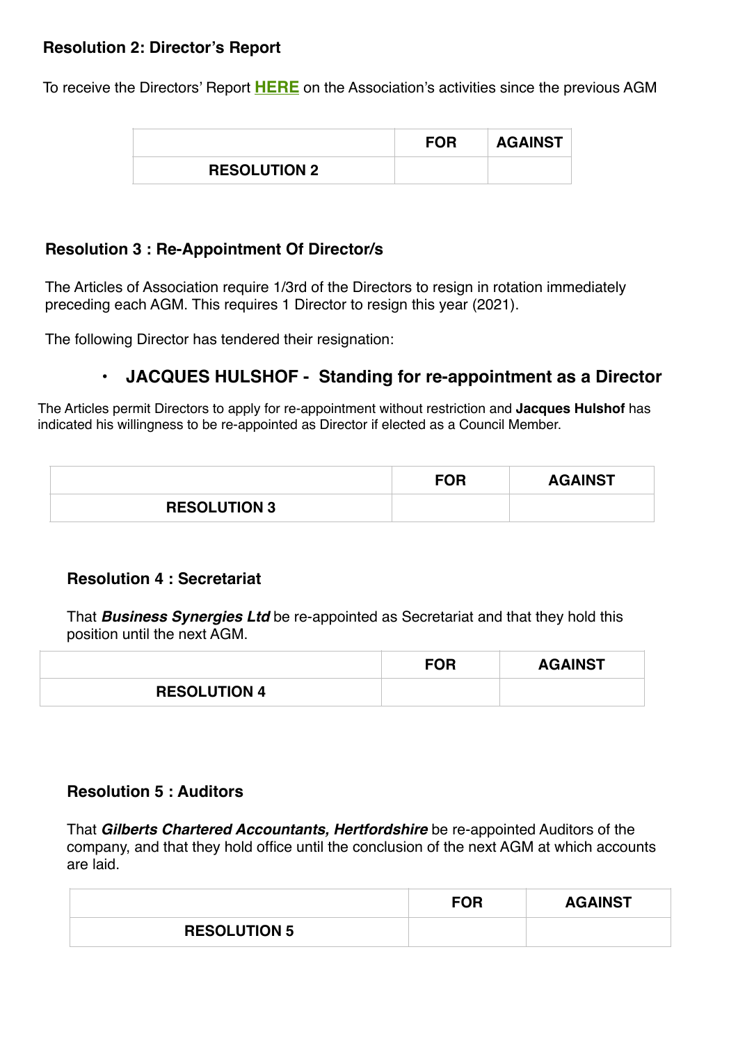### Resolution 2: Director's Report

To receive the Directors' Report **HERE** on the Association's activities since the previous AGM

| | FOR | AGAINST |
|---|---|---|
| **RESOLUTION 2** | | |

### Resolution 3 : Re-Appointment Of Director/s

The Articles of Association require 1/3rd of the Directors to resign in rotation immediately preceding each AGM. This requires 1 Director to resign this year (2021).

The following Director has tendered their resignation:

- **JACQUES HULSHOF - Standing for re-appointment as a Director**

The Articles permit Directors to apply for re-appointment without restriction and **Jacques Hulshof** has indicated his willingness to be re-appointed as Director if elected as a Council Member.

| | FOR | AGAINST |
|---|---|---|
| **RESOLUTION 3** | | |

### Resolution 4 : Secretariat

That ***Business Synergies Ltd*** be re-appointed as Secretariat and that they hold this position until the next AGM.

| | FOR | AGAINST |
|---|---|---|
| **RESOLUTION 4** | | |

### Resolution 5 : Auditors

That ***Gilberts Chartered Accountants, Hertfordshire*** be re-appointed Auditors of the company, and that they hold office until the conclusion of the next AGM at which accounts are laid.

| | FOR | AGAINST |
|---|---|---|
| **RESOLUTION 5** | | |